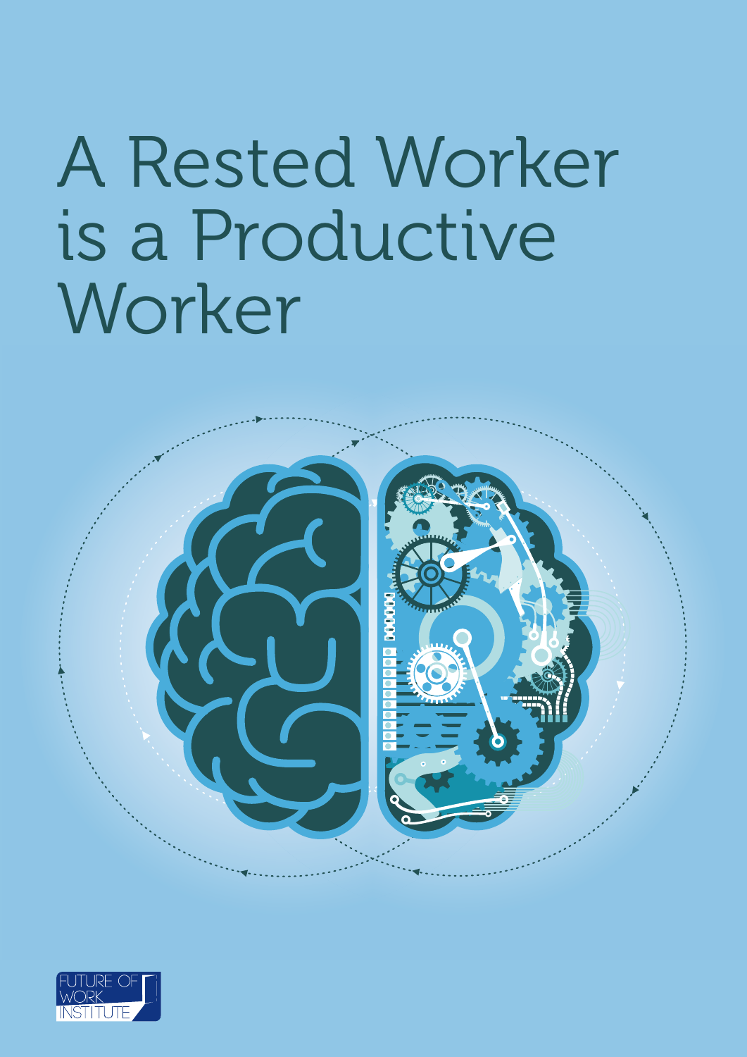# A Rested Worker is a Productive Worker

FUTURE OF WORK INSTITUTE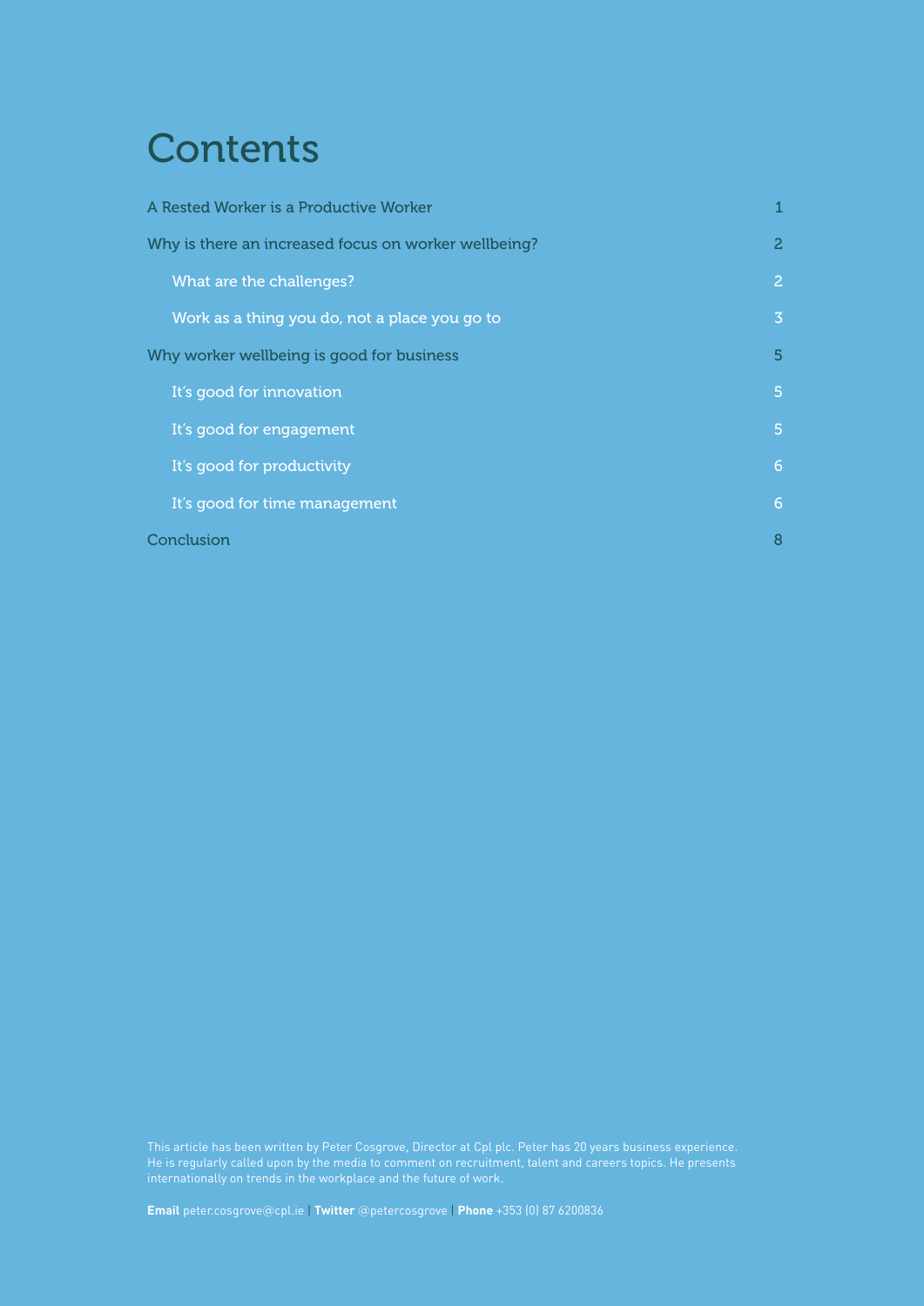# Contents

| | |
|---|---|
| A Rested Worker is a Productive Worker | 1 |
| Why is there an increased focus on worker wellbeing? | 2 |
| What are the challenges? | 2 |
| Work as a thing you do, not a place you go to | 3 |
| Why worker wellbeing is good for business | 5 |
| It's good for innovation | 5 |
| It's good for engagement | 5 |
| It's good for productivity | 6 |
| It's good for time management | 6 |
| Conclusion | 8 |

This article has been written by Peter Cosgrove, Director at Cpl plc. Peter has 20 years business experience. He is regularly called upon by the media to comment on recruitment, talent and careers topics. He presents internationally on trends in the workplace and the future of work.

**Email** peter.cosgrove@cpl.ie | **Twitter** @petercosgrove | **Phone** +353 (0) 87 6200836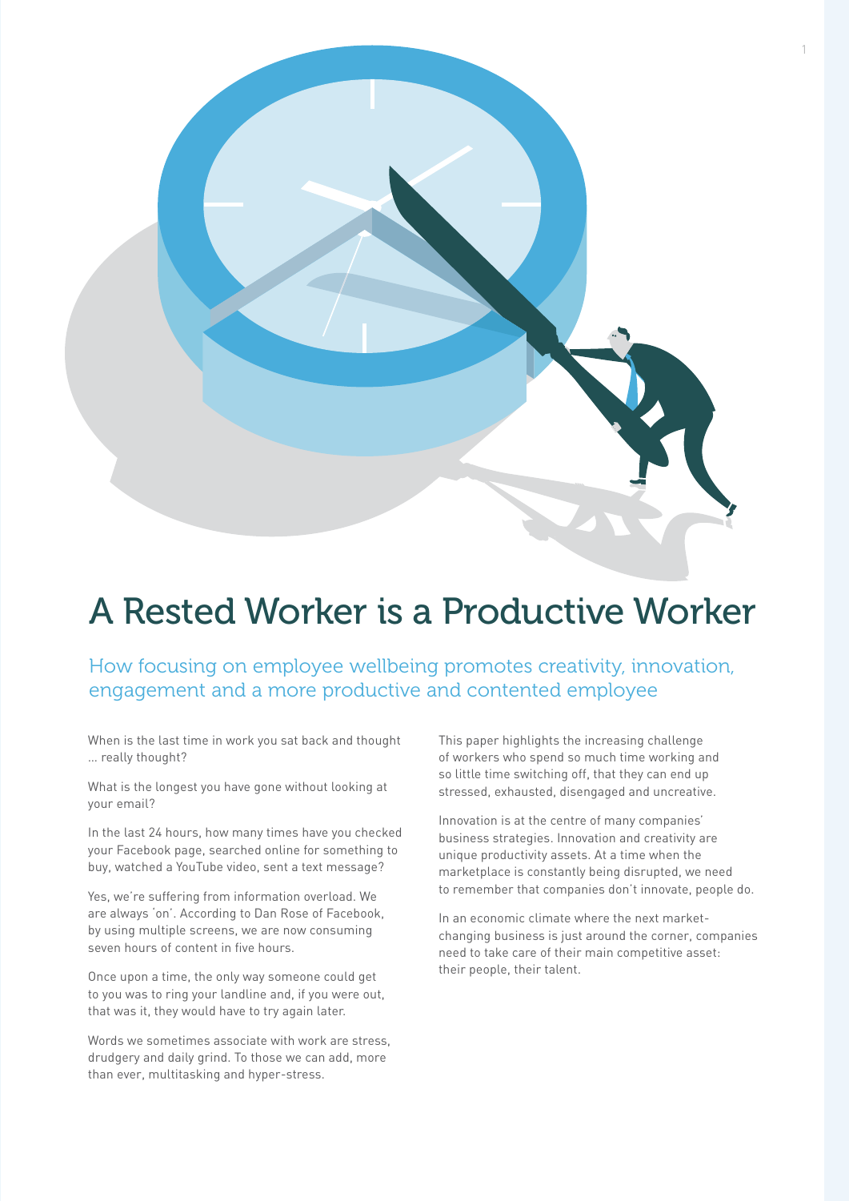# A Rested Worker is a Productive Worker

## How focusing on employee wellbeing promotes creativity, innovation, engagement and a more productive and contented employee

When is the last time in work you sat back and thought … really thought?

What is the longest you have gone without looking at your email?

In the last 24 hours, how many times have you checked your Facebook page, searched online for something to buy, watched a YouTube video, sent a text message?

Yes, we're suffering from information overload. We are always 'on'. According to Dan Rose of Facebook, by using multiple screens, we are now consuming seven hours of content in five hours.

Once upon a time, the only way someone could get to you was to ring your landline and, if you were out, that was it, they would have to try again later.

Words we sometimes associate with work are stress, drudgery and daily grind. To those we can add, more than ever, multitasking and hyper-stress.

This paper highlights the increasing challenge of workers who spend so much time working and so little time switching off, that they can end up stressed, exhausted, disengaged and uncreative.

Innovation is at the centre of many companies' business strategies. Innovation and creativity are unique productivity assets. At a time when the marketplace is constantly being disrupted, we need to remember that companies don't innovate, people do.

In an economic climate where the next market-changing business is just around the corner, companies need to take care of their main competitive asset: their people, their talent.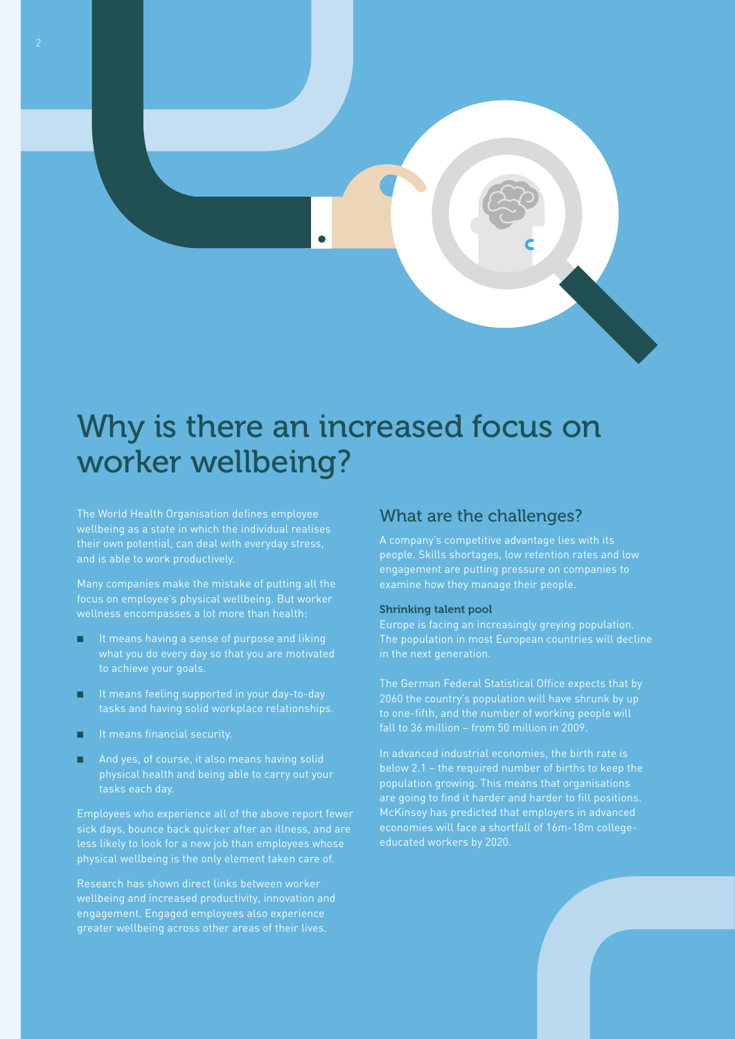# Why is there an increased focus on worker wellbeing?

The World Health Organisation defines employee wellbeing as a state in which the individual realises their own potential, can deal with everyday stress, and is able to work productively.

Many companies make the mistake of putting all the focus on employee's physical wellbeing. But worker wellness encompasses a lot more than health:

- It means having a sense of purpose and liking what you do every day so that you are motivated to achieve your goals.
- It means feeling supported in your day-to-day tasks and having solid workplace relationships.
- It means financial security.
- And yes, of course, it also means having solid physical health and being able to carry out your tasks each day.

Employees who experience all of the above report fewer sick days, bounce back quicker after an illness, and are less likely to look for a new job than employees whose physical wellbeing is the only element taken care of.

Research has shown direct links between worker wellbeing and increased productivity, innovation and engagement. Engaged employees also experience greater wellbeing across other areas of their lives.

## What are the challenges?

A company's competitive advantage lies with its people. Skills shortages, low retention rates and low engagement are putting pressure on companies to examine how they manage their people.

### Shrinking talent pool

Europe is facing an increasingly greying population. The population in most European countries will decline in the next generation.

The German Federal Statistical Office expects that by 2060 the country's population will have shrunk by up to one-fifth, and the number of working people will fall to 36 million – from 50 million in 2009.

In advanced industrial economies, the birth rate is below 2.1 – the required number of births to keep the population growing. This means that organisations are going to find it harder and harder to fill positions. McKinsey has predicted that employers in advanced economies will face a shortfall of 16m-18m college-educated workers by 2020.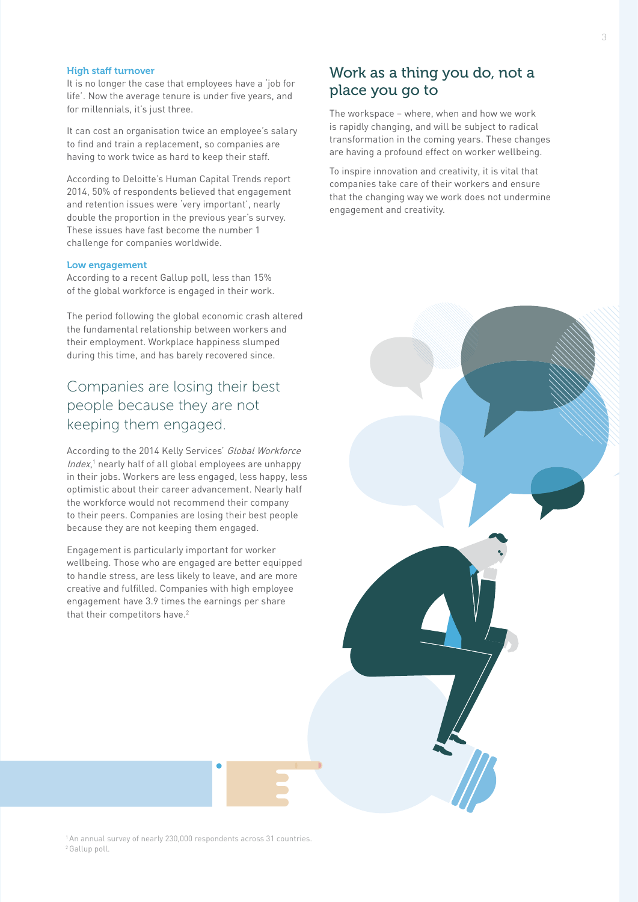### High staff turnover

It is no longer the case that employees have a 'job for life'. Now the average tenure is under five years, and for millennials, it's just three.

It can cost an organisation twice an employee's salary to find and train a replacement, so companies are having to work twice as hard to keep their staff.

According to Deloitte's Human Capital Trends report 2014, 50% of respondents believed that engagement and retention issues were 'very important', nearly double the proportion in the previous year's survey. These issues have fast become the number 1 challenge for companies worldwide.

### Low engagement

According to a recent Gallup poll, less than 15% of the global workforce is engaged in their work.

The period following the global economic crash altered the fundamental relationship between workers and their employment. Workplace happiness slumped during this time, and has barely recovered since.

## Companies are losing their best people because they are not keeping them engaged.

According to the 2014 Kelly Services' *Global Workforce Index*,[1] nearly half of all global employees are unhappy in their jobs. Workers are less engaged, less happy, less optimistic about their career advancement. Nearly half the workforce would not recommend their company to their peers. Companies are losing their best people because they are not keeping them engaged.

Engagement is particularly important for worker wellbeing. Those who are engaged are better equipped to handle stress, are less likely to leave, and are more creative and fulfilled. Companies with high employee engagement have 3.9 times the earnings per share that their competitors have.[2]

## Work as a thing you do, not a place you go to

The workspace – where, when and how we work is rapidly changing, and will be subject to radical transformation in the coming years. These changes are having a profound effect on worker wellbeing.

To inspire innovation and creativity, it is vital that companies take care of their workers and ensure that the changing way we work does not undermine engagement and creativity.

[1] An annual survey of nearly 230,000 respondents across 31 countries.
[2] Gallup poll.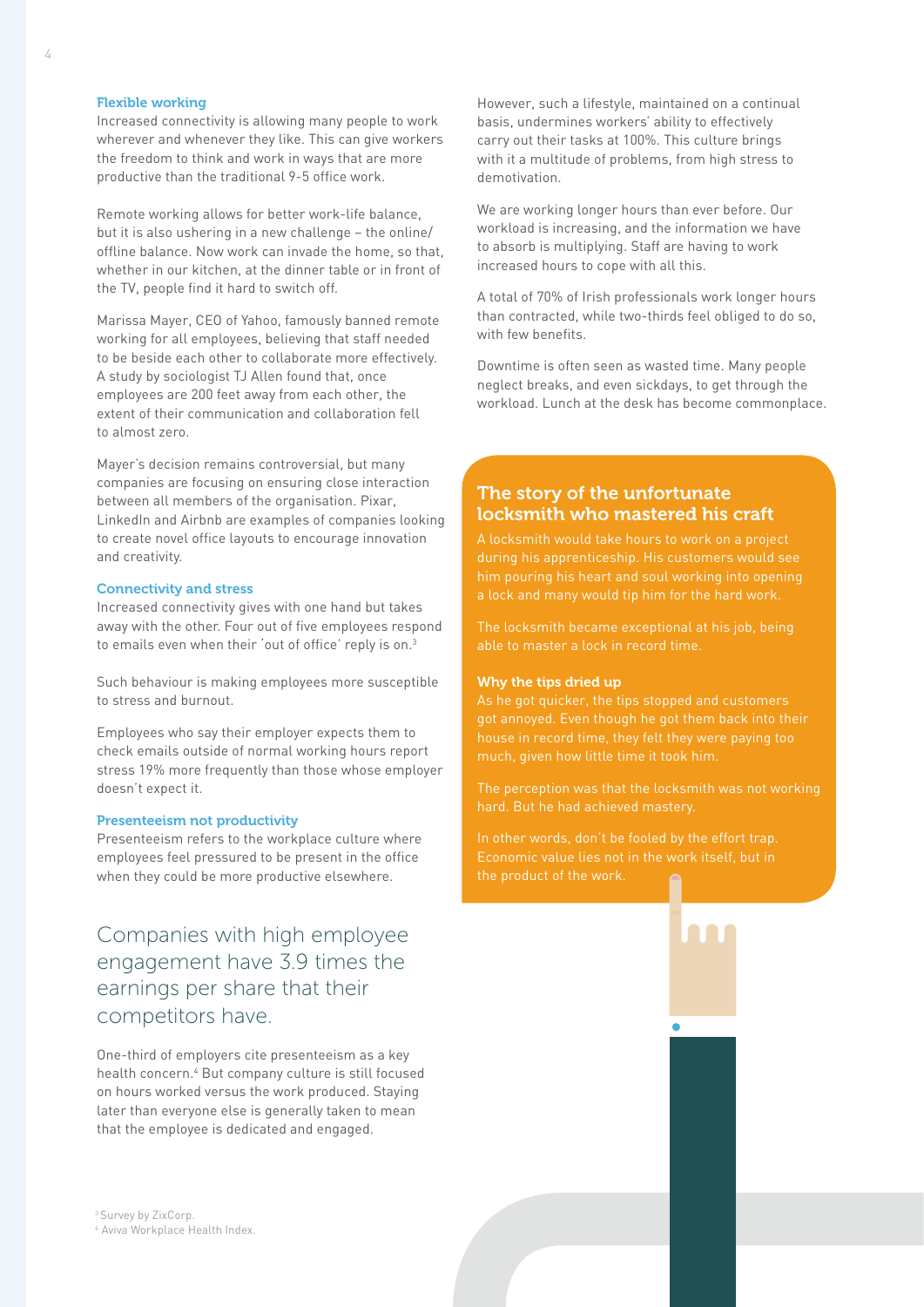### Flexible working

Increased connectivity is allowing many people to work wherever and whenever they like. This can give workers the freedom to think and work in ways that are more productive than the traditional 9-5 office work.

Remote working allows for better work-life balance, but it is also ushering in a new challenge – the online/offline balance. Now work can invade the home, so that, whether in our kitchen, at the dinner table or in front of the TV, people find it hard to switch off.

Marissa Mayer, CEO of Yahoo, famously banned remote working for all employees, believing that staff needed to be beside each other to collaborate more effectively. A study by sociologist TJ Allen found that, once employees are 200 feet away from each other, the extent of their communication and collaboration fell to almost zero.

Mayer's decision remains controversial, but many companies are focusing on ensuring close interaction between all members of the organisation. Pixar, LinkedIn and Airbnb are examples of companies looking to create novel office layouts to encourage innovation and creativity.

### Connectivity and stress

Increased connectivity gives with one hand but takes away with the other. Four out of five employees respond to emails even when their 'out of office' reply is on.[3]

Such behaviour is making employees more susceptible to stress and burnout.

Employees who say their employer expects them to check emails outside of normal working hours report stress 19% more frequently than those whose employer doesn't expect it.

### Presenteeism not productivity

Presenteeism refers to the workplace culture where employees feel pressured to be present in the office when they could be more productive elsewhere.

> Companies with high employee engagement have 3.9 times the earnings per share that their competitors have.

One-third of employers cite presenteeism as a key health concern.[4] But company culture is still focused on hours worked versus the work produced. Staying later than everyone else is generally taken to mean that the employee is dedicated and engaged.

However, such a lifestyle, maintained on a continual basis, undermines workers' ability to effectively carry out their tasks at 100%. This culture brings with it a multitude of problems, from high stress to demotivation.

We are working longer hours than ever before. Our workload is increasing, and the information we have to absorb is multiplying. Staff are having to work increased hours to cope with all this.

A total of 70% of Irish professionals work longer hours than contracted, while two-thirds feel obliged to do so, with few benefits.

Downtime is often seen as wasted time. Many people neglect breaks, and even sickdays, to get through the workload. Lunch at the desk has become commonplace.

## The story of the unfortunate locksmith who mastered his craft

A locksmith would take hours to work on a project during his apprenticeship. His customers would see him pouring his heart and soul working into opening a lock and many would tip him for the hard work.

The locksmith became exceptional at his job, being able to master a lock in record time.

### Why the tips dried up

As he got quicker, the tips stopped and customers got annoyed. Even though he got them back into their house in record time, they felt they were paying too much, given how little time it took him.

The perception was that the locksmith was not working hard. But he had achieved mastery.

In other words, don't be fooled by the effort trap. Economic value lies not in the work itself, but in the product of the work.

[3] Survey by ZixCorp.
[4] Aviva Workplace Health Index.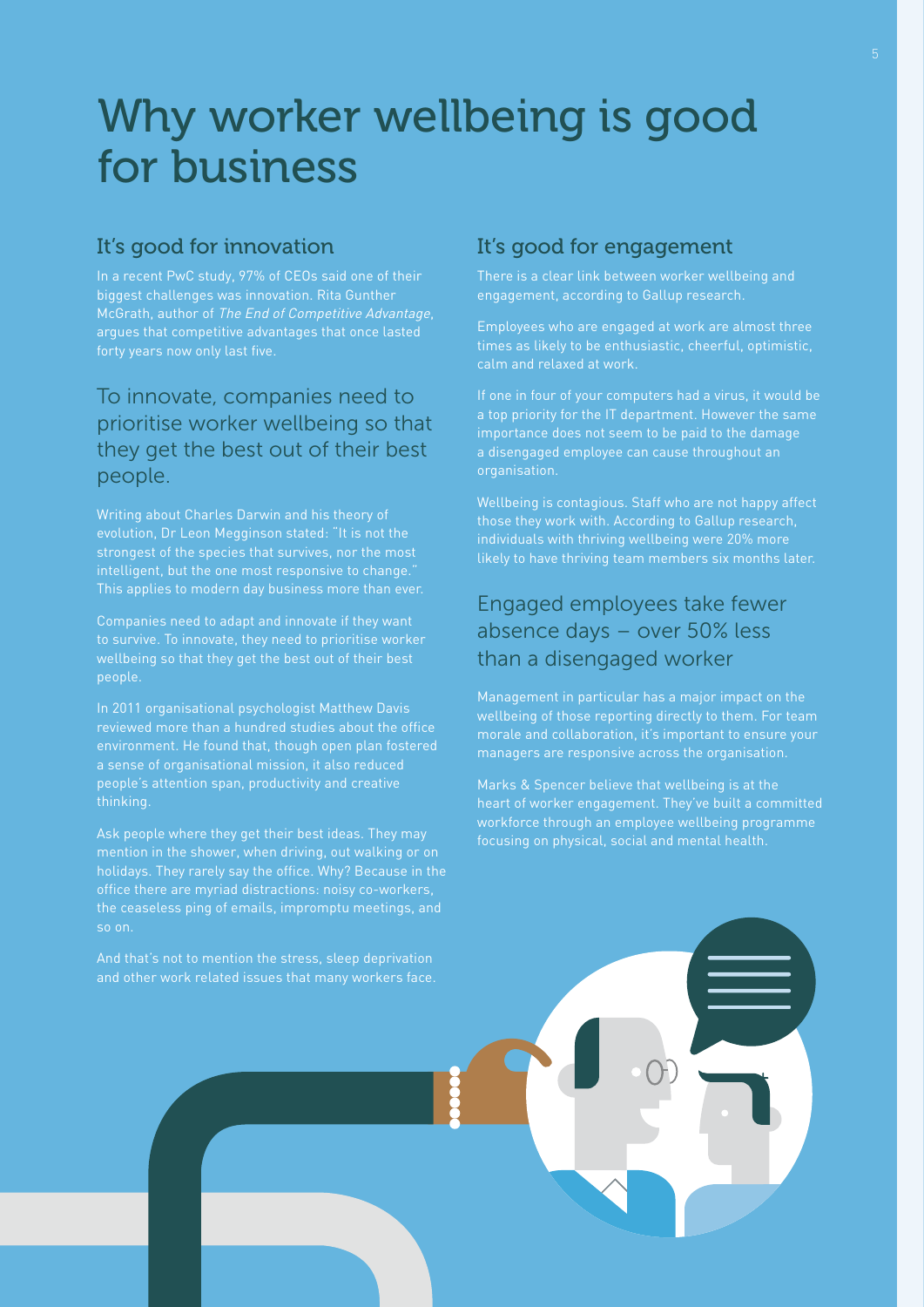# Why worker wellbeing is good for business

## It's good for innovation

In a recent PwC study, 97% of CEOs said one of their biggest challenges was innovation. Rita Gunther McGrath, author of *The End of Competitive Advantage*, argues that competitive advantages that once lasted forty years now only last five.

### To innovate, companies need to prioritise worker wellbeing so that they get the best out of their best people.

Writing about Charles Darwin and his theory of evolution, Dr Leon Megginson stated: "It is not the strongest of the species that survives, nor the most intelligent, but the one most responsive to change." This applies to modern day business more than ever.

Companies need to adapt and innovate if they want to survive. To innovate, they need to prioritise worker wellbeing so that they get the best out of their best people.

In 2011 organisational psychologist Matthew Davis reviewed more than a hundred studies about the office environment. He found that, though open plan fostered a sense of organisational mission, it also reduced people's attention span, productivity and creative thinking.

Ask people where they get their best ideas. They may mention in the shower, when driving, out walking or on holidays. They rarely say the office. Why? Because in the office there are myriad distractions: noisy co-workers, the ceaseless ping of emails, impromptu meetings, and so on.

And that's not to mention the stress, sleep deprivation and other work related issues that many workers face.

## It's good for engagement

There is a clear link between worker wellbeing and engagement, according to Gallup research.

Employees who are engaged at work are almost three times as likely to be enthusiastic, cheerful, optimistic, calm and relaxed at work.

If one in four of your computers had a virus, it would be a top priority for the IT department. However the same importance does not seem to be paid to the damage a disengaged employee can cause throughout an organisation.

Wellbeing is contagious. Staff who are not happy affect those they work with. According to Gallup research, individuals with thriving wellbeing were 20% more likely to have thriving team members six months later.

### Engaged employees take fewer absence days – over 50% less than a disengaged worker

Management in particular has a major impact on the wellbeing of those reporting directly to them. For team morale and collaboration, it's important to ensure your managers are responsive across the organisation.

Marks & Spencer believe that wellbeing is at the heart of worker engagement. They've built a committed workforce through an employee wellbeing programme focusing on physical, social and mental health.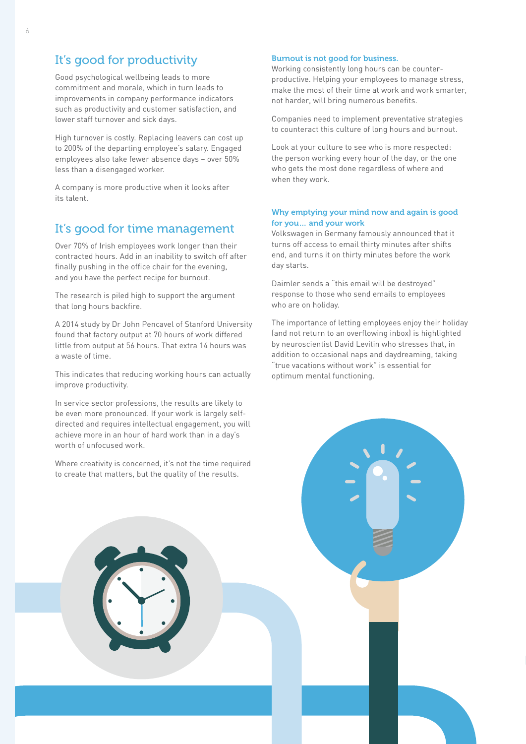## It's good for productivity

Good psychological wellbeing leads to more commitment and morale, which in turn leads to improvements in company performance indicators such as productivity and customer satisfaction, and lower staff turnover and sick days.

High turnover is costly. Replacing leavers can cost up to 200% of the departing employee's salary. Engaged employees also take fewer absence days – over 50% less than a disengaged worker.

A company is more productive when it looks after its talent.

## It's good for time management

Over 70% of Irish employees work longer than their contracted hours. Add in an inability to switch off after finally pushing in the office chair for the evening, and you have the perfect recipe for burnout.

The research is piled high to support the argument that long hours backfire.

A 2014 study by Dr John Pencavel of Stanford University found that factory output at 70 hours of work differed little from output at 56 hours. That extra 14 hours was a waste of time.

This indicates that reducing working hours can actually improve productivity.

In service sector professions, the results are likely to be even more pronounced. If your work is largely self-directed and requires intellectual engagement, you will achieve more in an hour of hard work than in a day's worth of unfocused work.

Where creativity is concerned, it's not the time required to create that matters, but the quality of the results.

### Burnout is not good for business.

Working consistently long hours can be counter-productive. Helping your employees to manage stress, make the most of their time at work and work smarter, not harder, will bring numerous benefits.

Companies need to implement preventative strategies to counteract this culture of long hours and burnout.

Look at your culture to see who is more respected: the person working every hour of the day, or the one who gets the most done regardless of where and when they work.

### Why emptying your mind now and again is good for you... and your work

Volkswagen in Germany famously announced that it turns off access to email thirty minutes after shifts end, and turns it on thirty minutes before the work day starts.

Daimler sends a "this email will be destroyed" response to those who send emails to employees who are on holiday.

The importance of letting employees enjoy their holiday (and not return to an overflowing inbox) is highlighted by neuroscientist David Levitin who stresses that, in addition to occasional naps and daydreaming, taking "true vacations without work" is essential for optimum mental functioning.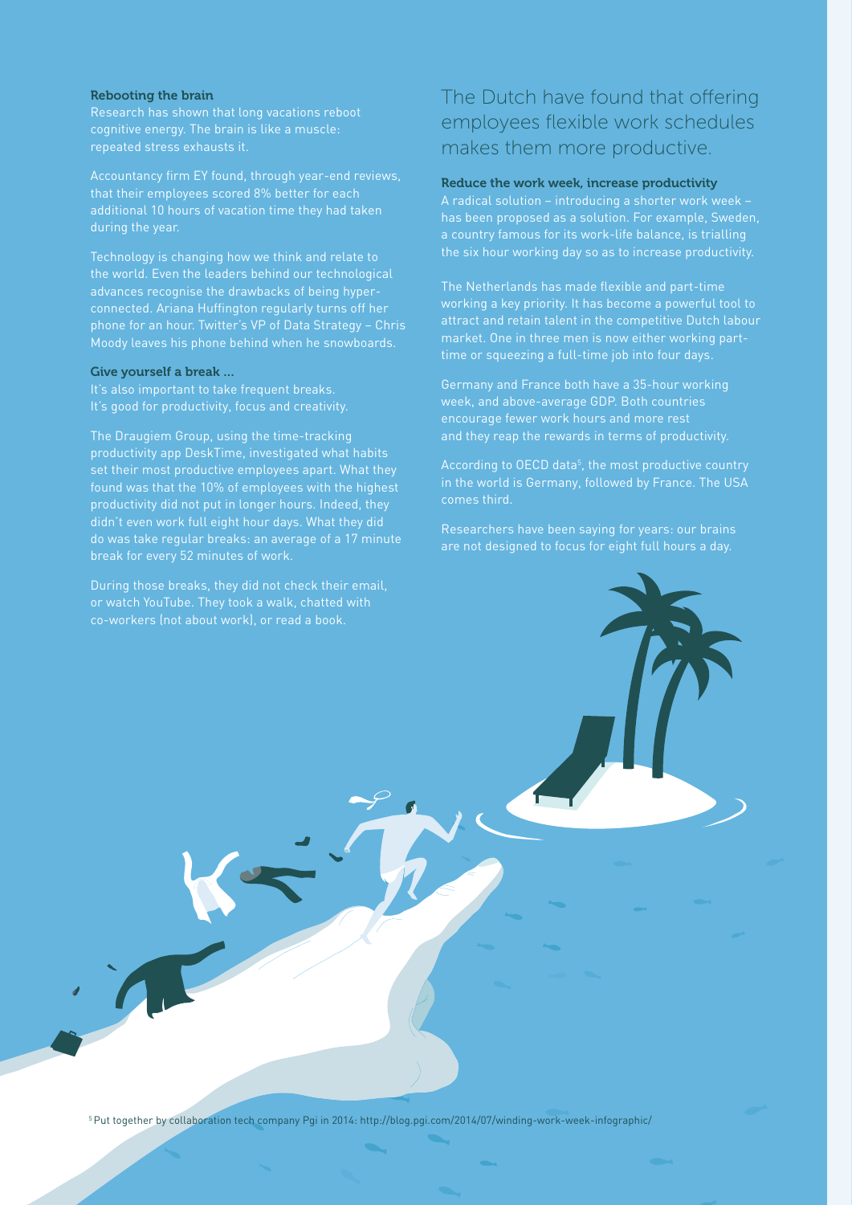### Rebooting the brain

Research has shown that long vacations reboot cognitive energy. The brain is like a muscle: repeated stress exhausts it.

Accountancy firm EY found, through year-end reviews, that their employees scored 8% better for each additional 10 hours of vacation time they had taken during the year.

Technology is changing how we think and relate to the world. Even the leaders behind our technological advances recognise the drawbacks of being hyper-connected. Ariana Huffington regularly turns off her phone for an hour. Twitter's VP of Data Strategy – Chris Moody leaves his phone behind when he snowboards.

### Give yourself a break ...

It's also important to take frequent breaks. It's good for productivity, focus and creativity.

The Draugiem Group, using the time-tracking productivity app DeskTime, investigated what habits set their most productive employees apart. What they found was that the 10% of employees with the highest productivity did not put in longer hours. Indeed, they didn't even work full eight hour days. What they did do was take regular breaks: an average of a 17 minute break for every 52 minutes of work.

During those breaks, they did not check their email, or watch YouTube. They took a walk, chatted with co-workers (not about work), or read a book.

## The Dutch have found that offering employees flexible work schedules makes them more productive.

### Reduce the work week, increase productivity

A radical solution – introducing a shorter work week – has been proposed as a solution. For example, Sweden, a country famous for its work-life balance, is trialling the six hour working day so as to increase productivity.

The Netherlands has made flexible and part-time working a key priority. It has become a powerful tool to attract and retain talent in the competitive Dutch labour market. One in three men is now either working part-time or squeezing a full-time job into four days.

Germany and France both have a 35-hour working week, and above-average GDP. Both countries encourage fewer work hours and more rest and they reap the rewards in terms of productivity.

According to OECD data[5], the most productive country in the world is Germany, followed by France. The USA comes third.

Researchers have been saying for years: our brains are not designed to focus for eight full hours a day.

[5] Put together by collaboration tech company Pgi in 2014: http://blog.pgi.com/2014/07/winding-work-week-infographic/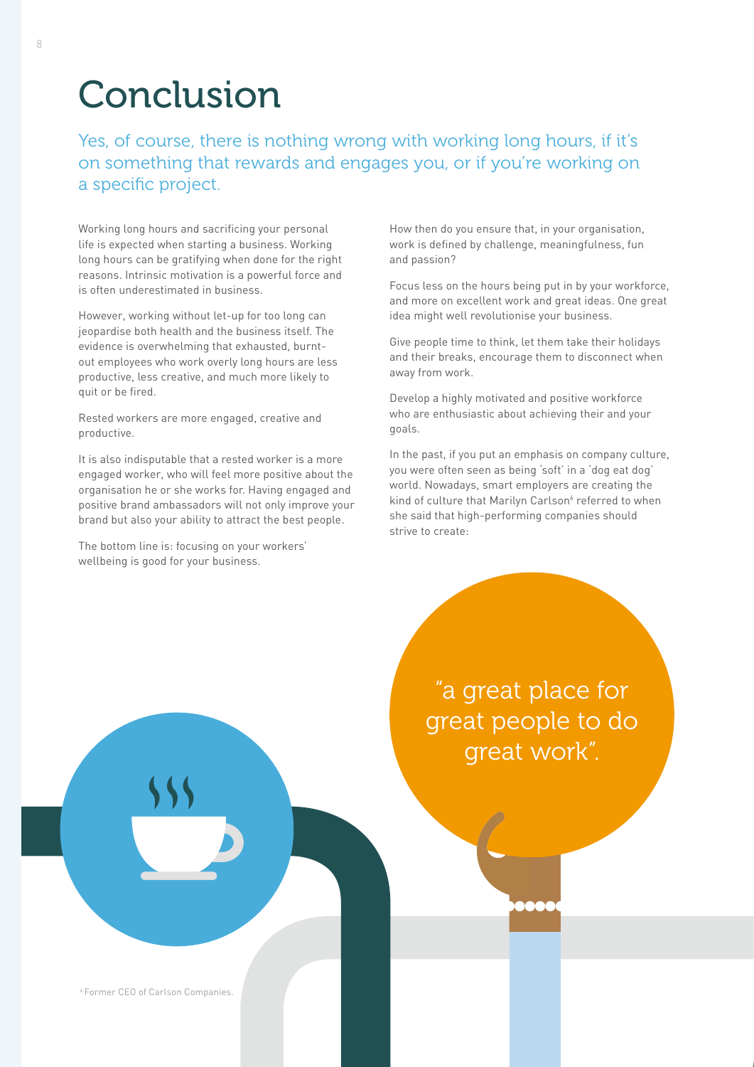# Conclusion

Yes, of course, there is nothing wrong with working long hours, if it's on something that rewards and engages you, or if you're working on a specific project.

Working long hours and sacrificing your personal life is expected when starting a business. Working long hours can be gratifying when done for the right reasons. Intrinsic motivation is a powerful force and is often underestimated in business.

However, working without let-up for too long can jeopardise both health and the business itself. The evidence is overwhelming that exhausted, burnt-out employees who work overly long hours are less productive, less creative, and much more likely to quit or be fired.

Rested workers are more engaged, creative and productive.

It is also indisputable that a rested worker is a more engaged worker, who will feel more positive about the organisation he or she works for. Having engaged and positive brand ambassadors will not only improve your brand but also your ability to attract the best people.

The bottom line is: focusing on your workers' wellbeing is good for your business.

How then do you ensure that, in your organisation, work is defined by challenge, meaningfulness, fun and passion?

Focus less on the hours being put in by your workforce, and more on excellent work and great ideas. One great idea might well revolutionise your business.

Give people time to think, let them take their holidays and their breaks, encourage them to disconnect when away from work.

Develop a highly motivated and positive workforce who are enthusiastic about achieving their and your goals.

In the past, if you put an emphasis on company culture, you were often seen as being 'soft' in a 'dog eat dog' world. Nowadays, smart employers are creating the kind of culture that Marilyn Carlson[6] referred to when she said that high-performing companies should strive to create:

"a great place for great people to do great work".

[6] Former CEO of Carlson Companies.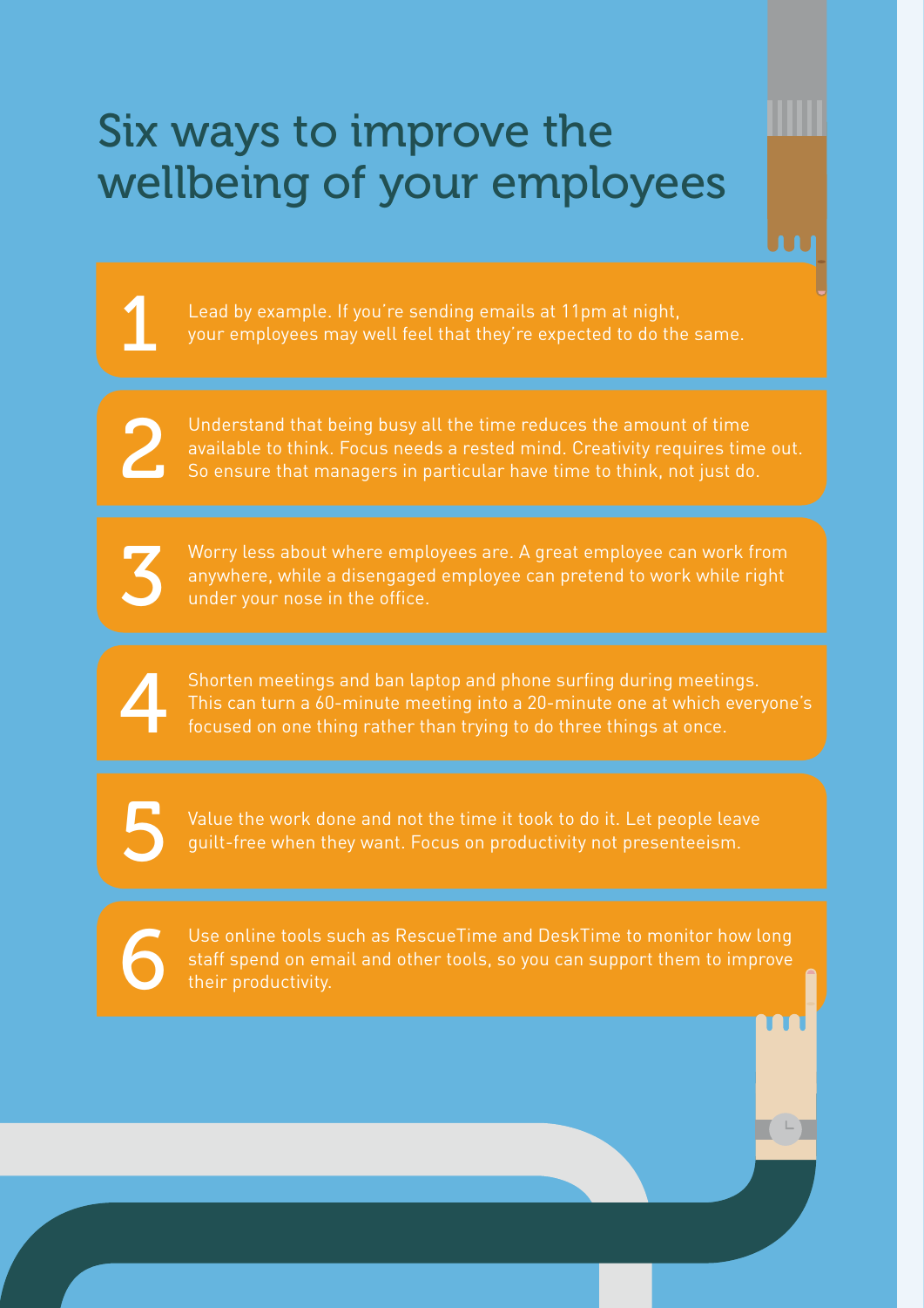# Six ways to improve the wellbeing of your employees

1. Lead by example. If you're sending emails at 11pm at night, your employees may well feel that they're expected to do the same.

2. Understand that being busy all the time reduces the amount of time available to think. Focus needs a rested mind. Creativity requires time out. So ensure that managers in particular have time to think, not just do.

3. Worry less about where employees are. A great employee can work from anywhere, while a disengaged employee can pretend to work while right under your nose in the office.

4. Shorten meetings and ban laptop and phone surfing during meetings. This can turn a 60-minute meeting into a 20-minute one at which everyone's focused on one thing rather than trying to do three things at once.

5. Value the work done and not the time it took to do it. Let people leave guilt-free when they want. Focus on productivity not presenteeism.

6. Use online tools such as RescueTime and DeskTime to monitor how long staff spend on email and other tools, so you can support them to improve their productivity.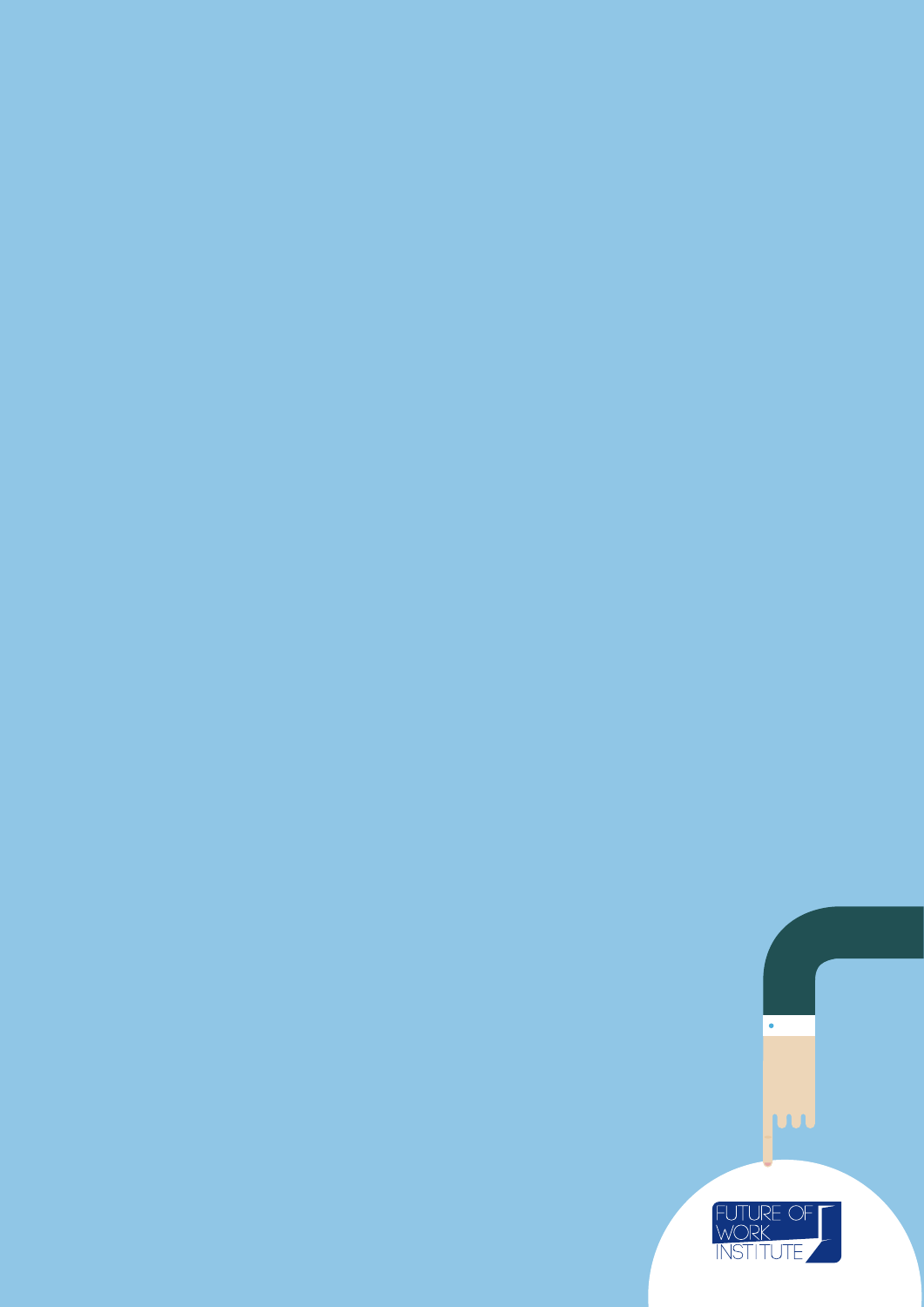FUTURE OF WORK INSTITUTE